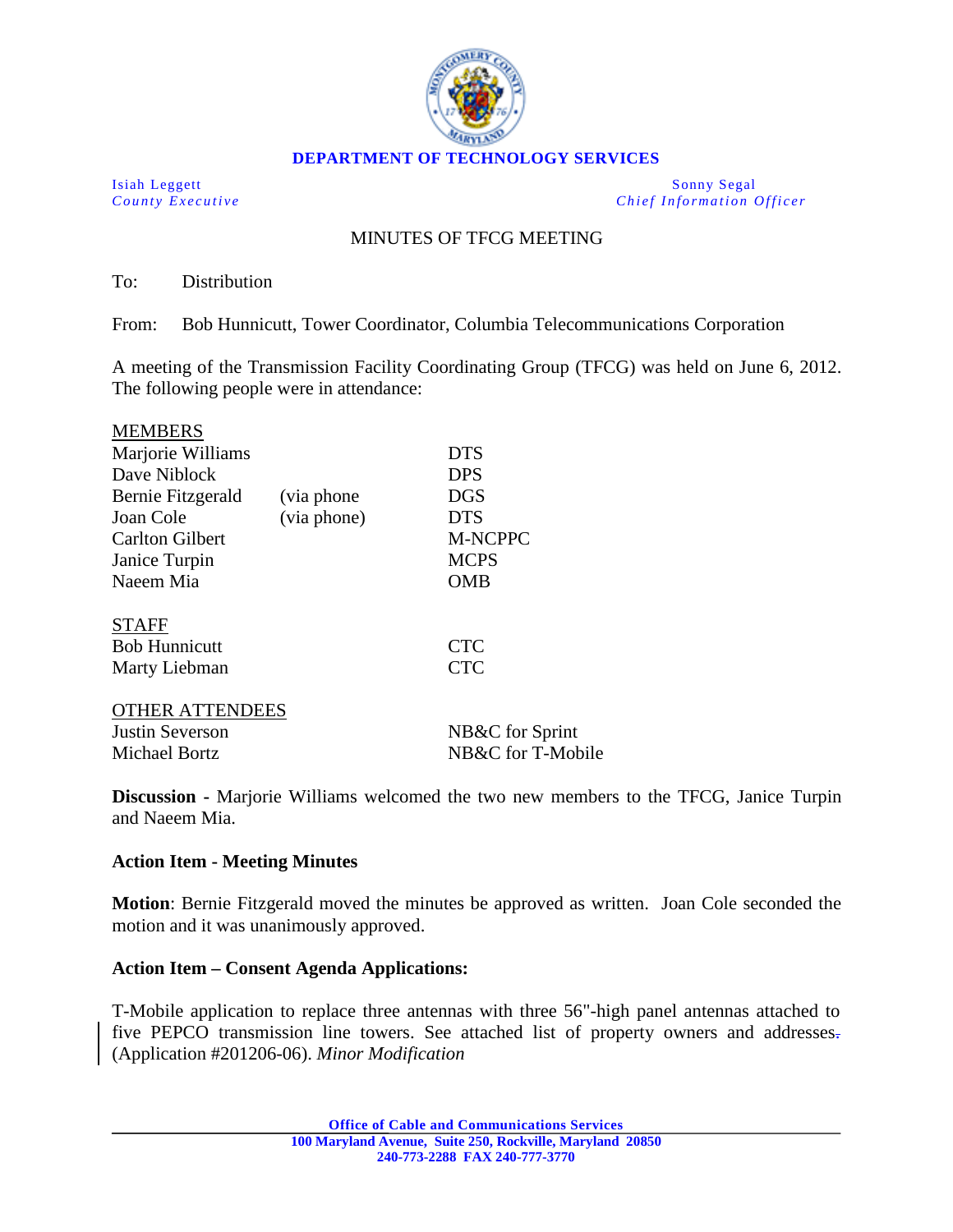**DEPARTMENT OF TECHNOLOGY SERVICES**

Isiah Leggett
*County Executive*

Sonny Segal
*Chief Information Officer*

MINUTES OF TFCG MEETING

To: Distribution

From: Bob Hunnicutt, Tower Coordinator, Columbia Telecommunications Corporation

A meeting of the Transmission Facility Coordinating Group (TFCG) was held on June 6, 2012. The following people were in attendance:

MEMBERS

| | | |
|---|---|---|
| Marjorie Williams | | DTS |
| Dave Niblock | | DPS |
| Bernie Fitzgerald | (via phone | DGS |
| Joan Cole | (via phone) | DTS |
| Carlton Gilbert | | M-NCPPC |
| Janice Turpin | | MCPS |
| Naeem Mia | | OMB |

STAFF

| | |
|---|---|
| Bob Hunnicutt | CTC |
| Marty Liebman | CTC |

OTHER ATTENDEES

| | |
|---|---|
| Justin Severson | NB&C for Sprint |
| Michael Bortz | NB&C for T-Mobile |

**Discussion -** Marjorie Williams welcomed the two new members to the TFCG, Janice Turpin and Naeem Mia.

**Action Item - Meeting Minutes**

**Motion**: Bernie Fitzgerald moved the minutes be approved as written. Joan Cole seconded the motion and it was unanimously approved.

**Action Item – Consent Agenda Applications:**

T-Mobile application to replace three antennas with three 56"-high panel antennas attached to five PEPCO transmission line towers. See attached list of property owners and addresses. (Application #201206-06). *Minor Modification*

Office of Cable and Communications Services
100 Maryland Avenue, Suite 250, Rockville, Maryland 20850
240-773-2288 FAX 240-777-3770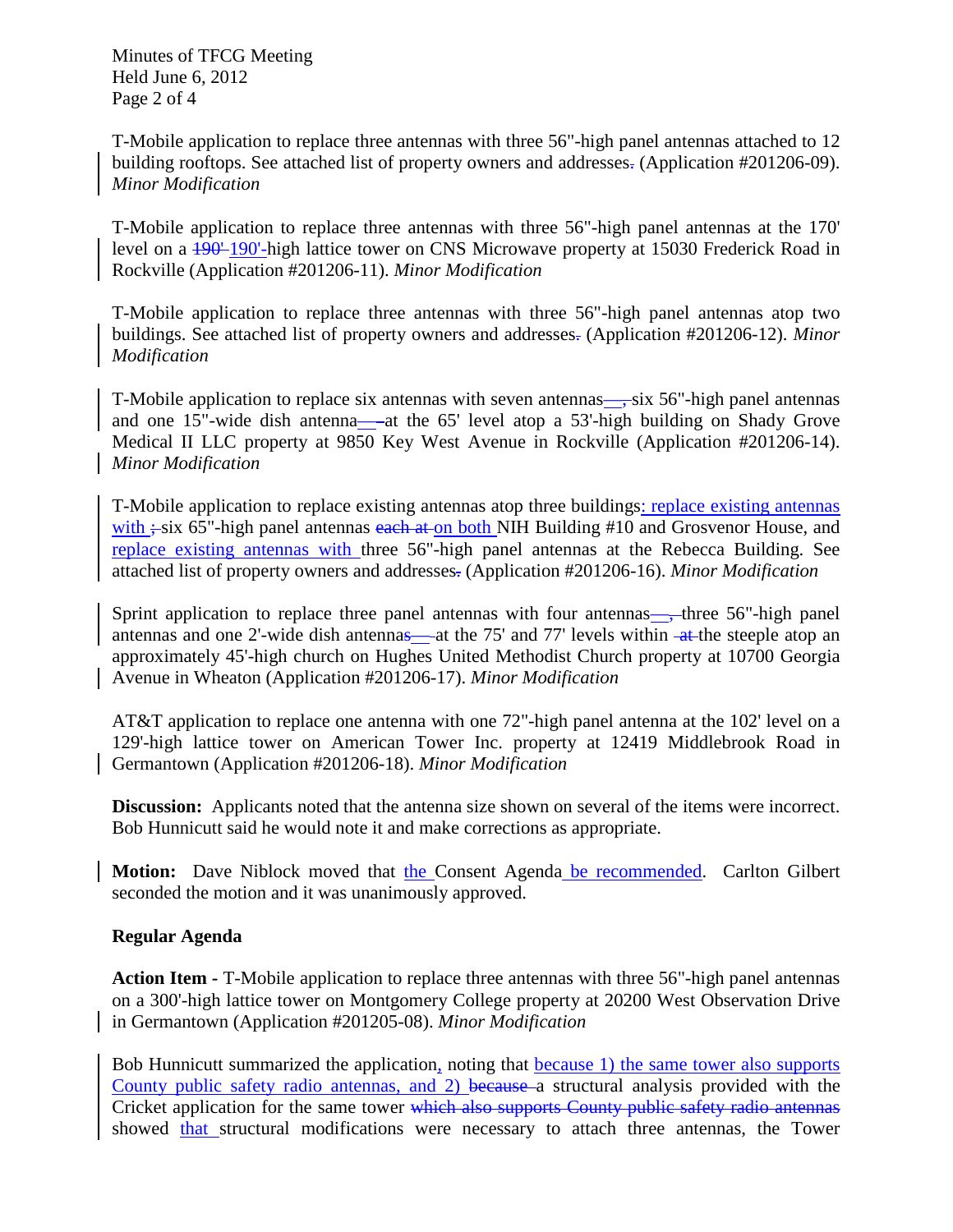T-Mobile application to replace three antennas with three 56"-high panel antennas attached to 12 building rooftops. See attached list of property owners and addresses~~.~~ (Application #201206-09). *Minor Modification*

T-Mobile application to replace three antennas with three 56"-high panel antennas at the 170' level on a ~~190'~~ 190'-high lattice tower on CNS Microwave property at 15030 Frederick Road in Rockville (Application #201206-11). *Minor Modification*

T-Mobile application to replace three antennas with three 56"-high panel antennas atop two buildings. See attached list of property owners and addresses~~.~~ (Application #201206-12). *Minor Modification*

T-Mobile application to replace six antennas with seven antennas—~~,~~ six 56"-high panel antennas and one 15"-wide dish antenna—~~-~~at the 65' level atop a 53'-high building on Shady Grove Medical II LLC property at 9850 Key West Avenue in Rockville (Application #201206-14). *Minor Modification*

T-Mobile application to replace existing antennas atop three buildings: replace existing antennas with ~~;~~ six 65"-high panel antennas ~~each at~~ on both NIH Building #10 and Grosvenor House, and replace existing antennas with three 56"-high panel antennas at the Rebecca Building. See attached list of property owners and addresses~~.~~ (Application #201206-16). *Minor Modification*

Sprint application to replace three panel antennas with four antennas—~~,~~ three 56"-high panel antennas and one 2'-wide dish antennas—at the 75' and 77' levels within ~~at~~ the steeple atop an approximately 45'-high church on Hughes United Methodist Church property at 10700 Georgia Avenue in Wheaton (Application #201206-17). *Minor Modification*

AT&T application to replace one antenna with one 72"-high panel antenna at the 102' level on a 129'-high lattice tower on American Tower Inc. property at 12419 Middlebrook Road in Germantown (Application #201206-18). *Minor Modification*

**Discussion:** Applicants noted that the antenna size shown on several of the items were incorrect. Bob Hunnicutt said he would note it and make corrections as appropriate.

**Motion:** Dave Niblock moved that the Consent Agenda be recommended. Carlton Gilbert seconded the motion and it was unanimously approved.

**Regular Agenda**

**Action Item -** T-Mobile application to replace three antennas with three 56"-high panel antennas on a 300'-high lattice tower on Montgomery College property at 20200 West Observation Drive in Germantown (Application #201205-08). *Minor Modification*

Bob Hunnicutt summarized the application, noting that because 1) the same tower also supports County public safety radio antennas, and 2) ~~because~~ a structural analysis provided with the Cricket application for the same tower ~~which also supports County public safety radio antennas~~ showed that structural modifications were necessary to attach three antennas, the Tower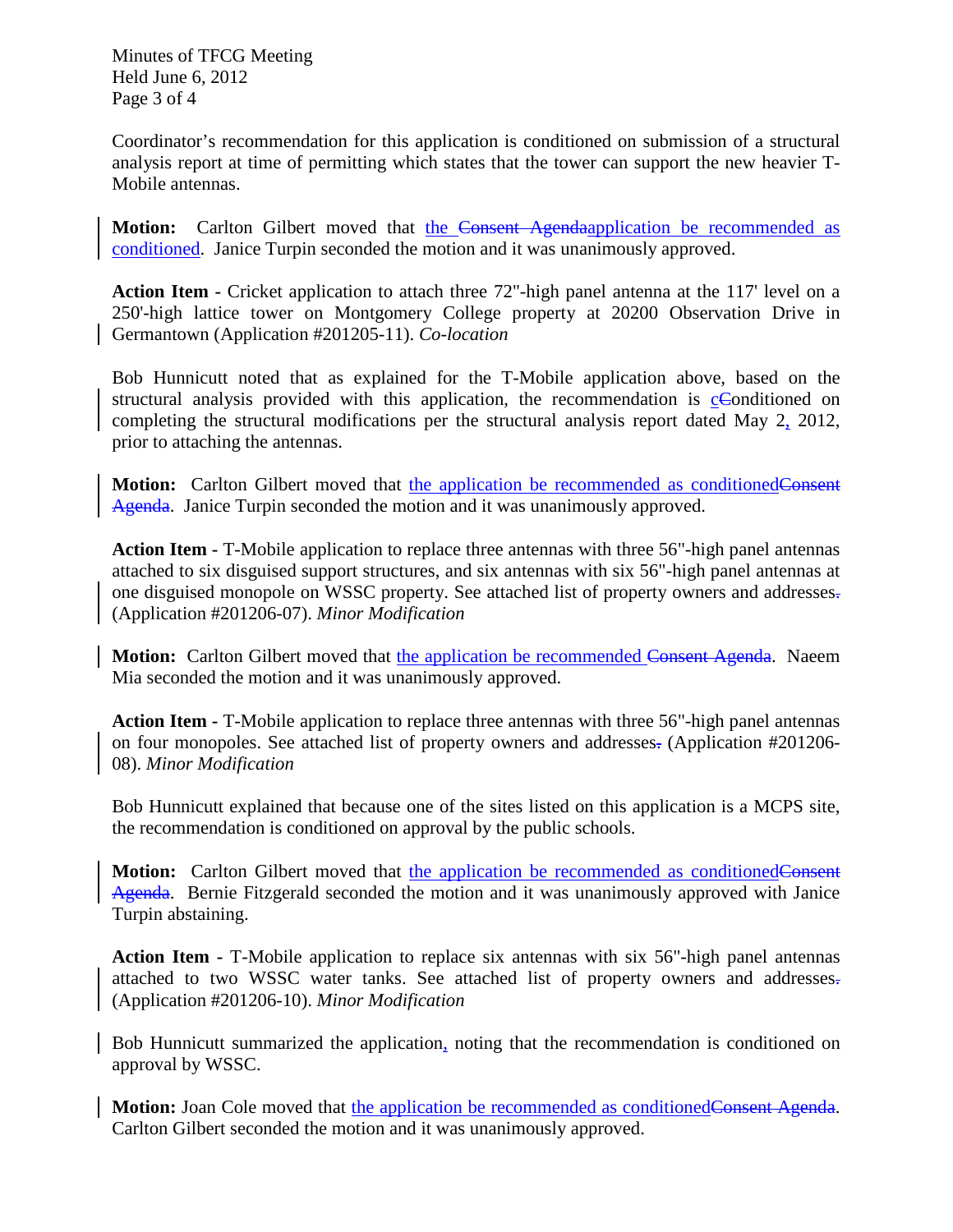Coordinator's recommendation for this application is conditioned on submission of a structural analysis report at time of permitting which states that the tower can support the new heavier T-Mobile antennas.

**Motion:** Carlton Gilbert moved that the ~~Consent Agenda~~application be recommended as conditioned. Janice Turpin seconded the motion and it was unanimously approved.

**Action Item -** Cricket application to attach three 72"-high panel antenna at the 117' level on a 250'-high lattice tower on Montgomery College property at 20200 Observation Drive in Germantown (Application #201205-11). *Co-location*

Bob Hunnicutt noted that as explained for the T-Mobile application above, based on the structural analysis provided with this application, the recommendation is c~~C~~onditioned on completing the structural modifications per the structural analysis report dated May 2, 2012, prior to attaching the antennas.

**Motion:** Carlton Gilbert moved that the application be recommended as conditioned~~Consent Agenda~~. Janice Turpin seconded the motion and it was unanimously approved.

**Action Item -** T-Mobile application to replace three antennas with three 56"-high panel antennas attached to six disguised support structures, and six antennas with six 56"-high panel antennas at one disguised monopole on WSSC property. See attached list of property owners and addresses~~.~~ (Application #201206-07). *Minor Modification*

**Motion:** Carlton Gilbert moved that the application be recommended ~~Consent Agenda~~. Naeem Mia seconded the motion and it was unanimously approved.

**Action Item -** T-Mobile application to replace three antennas with three 56"-high panel antennas on four monopoles. See attached list of property owners and addresses~~.~~ (Application #201206-08). *Minor Modification*

Bob Hunnicutt explained that because one of the sites listed on this application is a MCPS site, the recommendation is conditioned on approval by the public schools.

**Motion:** Carlton Gilbert moved that the application be recommended as conditioned~~Consent Agenda~~. Bernie Fitzgerald seconded the motion and it was unanimously approved with Janice Turpin abstaining.

**Action Item -** T-Mobile application to replace six antennas with six 56"-high panel antennas attached to two WSSC water tanks. See attached list of property owners and addresses~~.~~ (Application #201206-10). *Minor Modification*

Bob Hunnicutt summarized the application, noting that the recommendation is conditioned on approval by WSSC.

**Motion:** Joan Cole moved that the application be recommended as conditioned~~Consent Agenda~~. Carlton Gilbert seconded the motion and it was unanimously approved.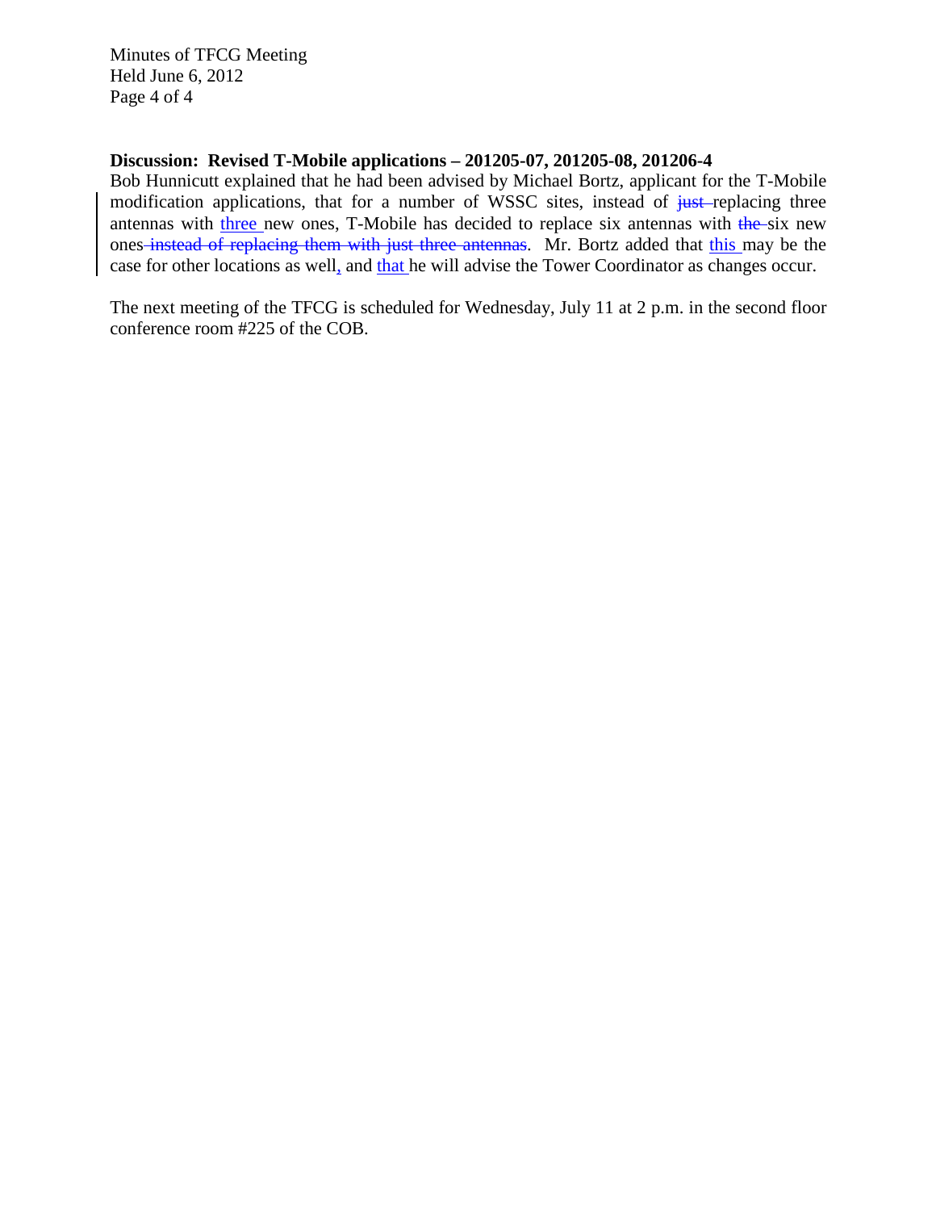**Discussion: Revised T-Mobile applications – 201205-07, 201205-08, 201206-4**

Bob Hunnicutt explained that he had been advised by Michael Bortz, applicant for the T-Mobile modification applications, that for a number of WSSC sites, instead of ~~just~~ replacing three antennas with three new ones, T-Mobile has decided to replace six antennas with ~~the~~ six new ones ~~instead of replacing them with just three antennas~~. Mr. Bortz added that this may be the case for other locations as well, and that he will advise the Tower Coordinator as changes occur.

The next meeting of the TFCG is scheduled for Wednesday, July 11 at 2 p.m. in the second floor conference room #225 of the COB.